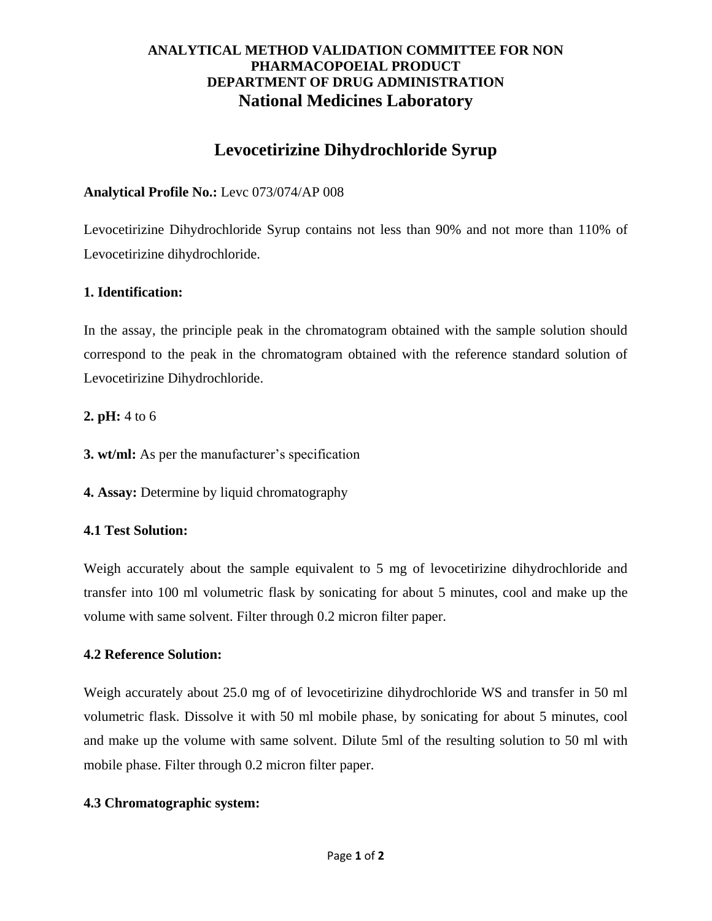**ANALYTICAL METHOD VALIDATION COMMITTEE FOR NON PHARMACOPOEIAL PRODUCT**
**DEPARTMENT OF DRUG ADMINISTRATION**
**National Medicines Laboratory**

# Levocetirizine Dihydrochloride Syrup

**Analytical Profile No.:** Levc 073/074/AP 008

Levocetirizine Dihydrochloride Syrup contains not less than 90% and not more than 110% of Levocetirizine dihydrochloride.

**1. Identification:**

In the assay, the principle peak in the chromatogram obtained with the sample solution should correspond to the peak in the chromatogram obtained with the reference standard solution of Levocetirizine Dihydrochloride.

**2. pH:** 4 to 6

**3. wt/ml:** As per the manufacturer's specification

**4. Assay:** Determine by liquid chromatography

**4.1 Test Solution:**

Weigh accurately about the sample equivalent to 5 mg of levocetirizine dihydrochloride and transfer into 100 ml volumetric flask by sonicating for about 5 minutes, cool and make up the volume with same solvent. Filter through 0.2 micron filter paper.

**4.2 Reference Solution:**

Weigh accurately about 25.0 mg of of levocetirizine dihydrochloride WS and transfer in 50 ml volumetric flask. Dissolve it with 50 ml mobile phase, by sonicating for about 5 minutes, cool and make up the volume with same solvent. Dilute 5ml of the resulting solution to 50 ml with mobile phase. Filter through 0.2 micron filter paper.

**4.3 Chromatographic system:**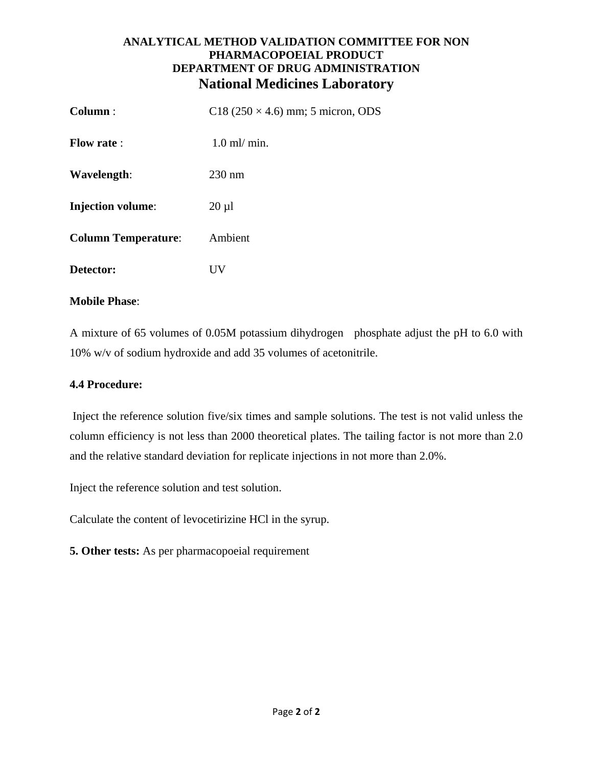**ANALYTICAL METHOD VALIDATION COMMITTEE FOR NON PHARMACOPOEIAL PRODUCT**
**DEPARTMENT OF DRUG ADMINISTRATION**
**National Medicines Laboratory**

**Column** : C18 (250 × 4.6) mm; 5 micron, ODS

**Flow rate** : 1.0 ml/ min.

**Wavelength**: 230 nm

**Injection volume**: 20 µl

**Column Temperature**: Ambient

**Detector:** UV

**Mobile Phase**:

A mixture of 65 volumes of 0.05M potassium dihydrogen phosphate adjust the pH to 6.0 with 10% w/v of sodium hydroxide and add 35 volumes of acetonitrile.

**4.4 Procedure:**

Inject the reference solution five/six times and sample solutions. The test is not valid unless the column efficiency is not less than 2000 theoretical plates. The tailing factor is not more than 2.0 and the relative standard deviation for replicate injections in not more than 2.0%.

Inject the reference solution and test solution.

Calculate the content of levocetirizine HCl in the syrup.

**5. Other tests:** As per pharmacopoeial requirement